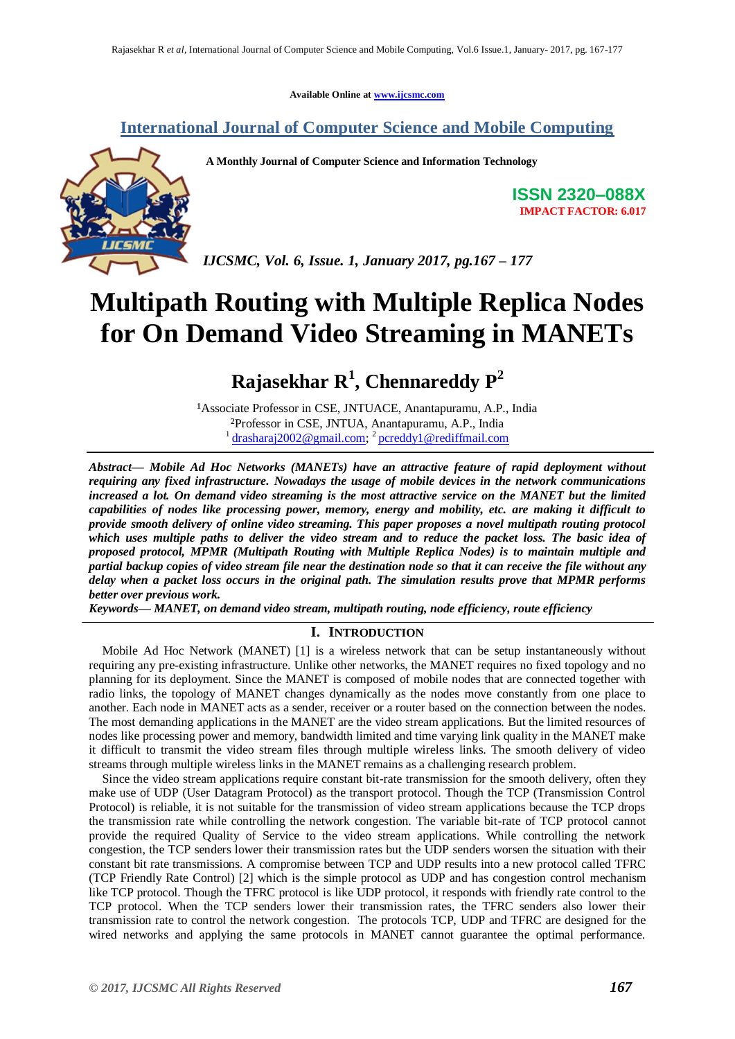Available Online at www.ijcsmc.com

## International Journal of Computer Science and Mobile Computing

**A Monthly Journal of Computer Science and Information Technology**

**ISSN 2320–088X**
**IMPACT FACTOR: 6.017**

*IJCSMC, Vol. 6, Issue. 1, January 2017, pg.167 – 177*

# Multipath Routing with Multiple Replica Nodes for On Demand Video Streaming in MANETs

**Rajasekhar R[1], Chennareddy P[2]**

[1]Associate Professor in CSE, JNTUACE, Anantapuramu, A.P., India
[2]Professor in CSE, JNTUA, Anantapuramu, A.P., India
[1] drasharaj2002@gmail.com; [2] pcreddy1@rediffmail.com

***Abstract***— ***Mobile Ad Hoc Networks (MANETs) have an attractive feature of rapid deployment without requiring any fixed infrastructure. Nowadays the usage of mobile devices in the network communications increased a lot. On demand video streaming is the most attractive service on the MANET but the limited capabilities of nodes like processing power, memory, energy and mobility, etc. are making it difficult to provide smooth delivery of online video streaming. This paper proposes a novel multipath routing protocol which uses multiple paths to deliver the video stream and to reduce the packet loss. The basic idea of proposed protocol, MPMR (Multipath Routing with Multiple Replica Nodes) is to maintain multiple and partial backup copies of video stream file near the destination node so that it can receive the file without any delay when a packet loss occurs in the original path. The simulation results prove that MPMR performs better over previous work.***

***Keywords***— ***MANET, on demand video stream, multipath routing, node efficiency, route efficiency***

## I. INTRODUCTION

Mobile Ad Hoc Network (MANET) [1] is a wireless network that can be setup instantaneously without requiring any pre-existing infrastructure. Unlike other networks, the MANET requires no fixed topology and no planning for its deployment. Since the MANET is composed of mobile nodes that are connected together with radio links, the topology of MANET changes dynamically as the nodes move constantly from one place to another. Each node in MANET acts as a sender, receiver or a router based on the connection between the nodes. The most demanding applications in the MANET are the video stream applications. But the limited resources of nodes like processing power and memory, bandwidth limited and time varying link quality in the MANET make it difficult to transmit the video stream files through multiple wireless links. The smooth delivery of video streams through multiple wireless links in the MANET remains as a challenging research problem.

Since the video stream applications require constant bit-rate transmission for the smooth delivery, often they make use of UDP (User Datagram Protocol) as the transport protocol. Though the TCP (Transmission Control Protocol) is reliable, it is not suitable for the transmission of video stream applications because the TCP drops the transmission rate while controlling the network congestion. The variable bit-rate of TCP protocol cannot provide the required Quality of Service to the video stream applications. While controlling the network congestion, the TCP senders lower their transmission rates but the UDP senders worsen the situation with their constant bit rate transmissions. A compromise between TCP and UDP results into a new protocol called TFRC (TCP Friendly Rate Control) [2] which is the simple protocol as UDP and has congestion control mechanism like TCP protocol. Though the TFRC protocol is like UDP protocol, it responds with friendly rate control to the TCP protocol. When the TCP senders lower their transmission rates, the TFRC senders also lower their transmission rate to control the network congestion. The protocols TCP, UDP and TFRC are designed for the wired networks and applying the same protocols in MANET cannot guarantee the optimal performance.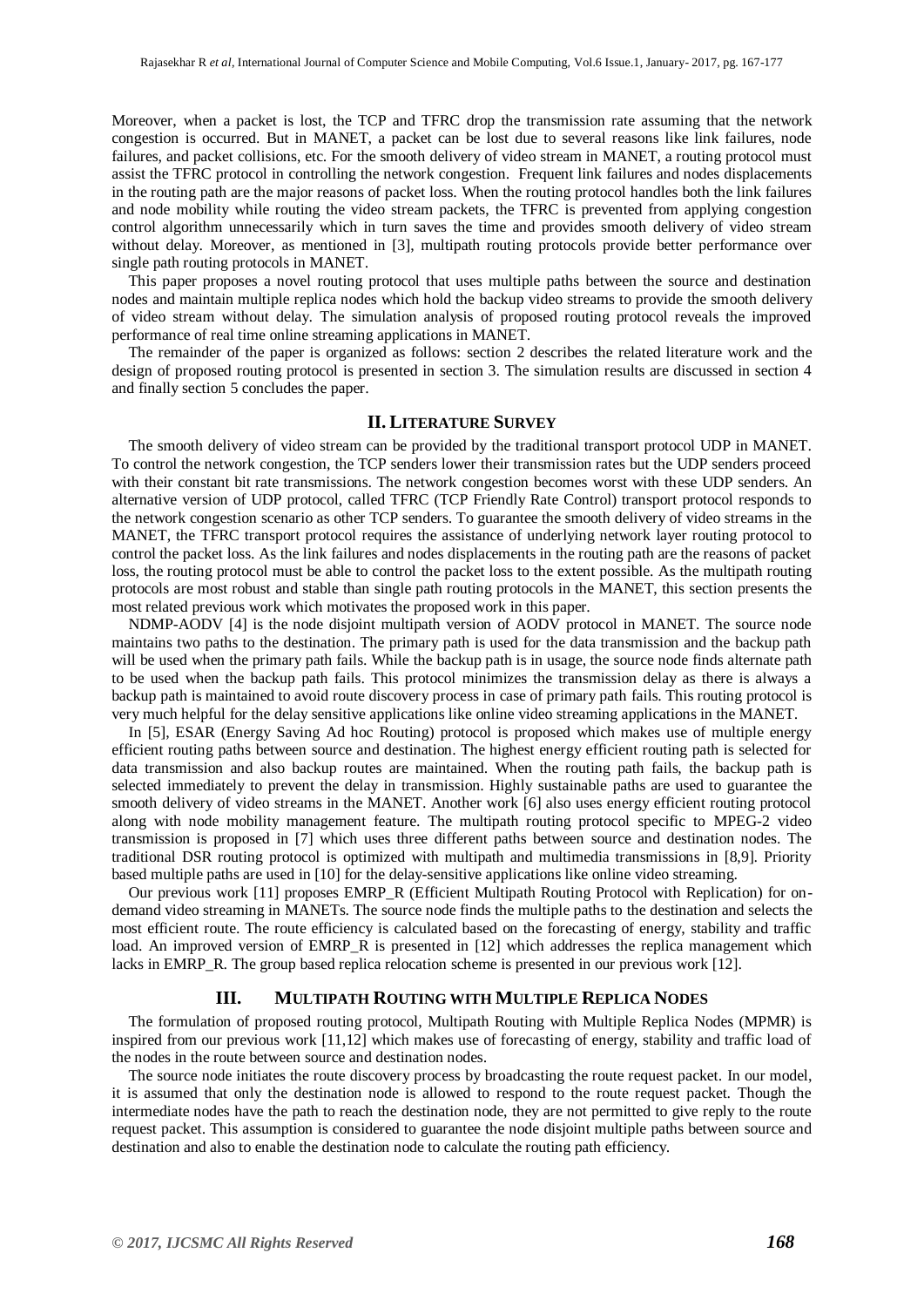Moreover, when a packet is lost, the TCP and TFRC drop the transmission rate assuming that the network congestion is occurred. But in MANET, a packet can be lost due to several reasons like link failures, node failures, and packet collisions, etc. For the smooth delivery of video stream in MANET, a routing protocol must assist the TFRC protocol in controlling the network congestion. Frequent link failures and nodes displacements in the routing path are the major reasons of packet loss. When the routing protocol handles both the link failures and node mobility while routing the video stream packets, the TFRC is prevented from applying congestion control algorithm unnecessarily which in turn saves the time and provides smooth delivery of video stream without delay. Moreover, as mentioned in [3], multipath routing protocols provide better performance over single path routing protocols in MANET.

This paper proposes a novel routing protocol that uses multiple paths between the source and destination nodes and maintain multiple replica nodes which hold the backup video streams to provide the smooth delivery of video stream without delay. The simulation analysis of proposed routing protocol reveals the improved performance of real time online streaming applications in MANET.

The remainder of the paper is organized as follows: section 2 describes the related literature work and the design of proposed routing protocol is presented in section 3. The simulation results are discussed in section 4 and finally section 5 concludes the paper.

## II. LITERATURE SURVEY

The smooth delivery of video stream can be provided by the traditional transport protocol UDP in MANET. To control the network congestion, the TCP senders lower their transmission rates but the UDP senders proceed with their constant bit rate transmissions. The network congestion becomes worst with these UDP senders. An alternative version of UDP protocol, called TFRC (TCP Friendly Rate Control) transport protocol responds to the network congestion scenario as other TCP senders. To guarantee the smooth delivery of video streams in the MANET, the TFRC transport protocol requires the assistance of underlying network layer routing protocol to control the packet loss. As the link failures and nodes displacements in the routing path are the reasons of packet loss, the routing protocol must be able to control the packet loss to the extent possible. As the multipath routing protocols are most robust and stable than single path routing protocols in the MANET, this section presents the most related previous work which motivates the proposed work in this paper.

NDMP-AODV [4] is the node disjoint multipath version of AODV protocol in MANET. The source node maintains two paths to the destination. The primary path is used for the data transmission and the backup path will be used when the primary path fails. While the backup path is in usage, the source node finds alternate path to be used when the backup path fails. This protocol minimizes the transmission delay as there is always a backup path is maintained to avoid route discovery process in case of primary path fails. This routing protocol is very much helpful for the delay sensitive applications like online video streaming applications in the MANET.

In [5], ESAR (Energy Saving Ad hoc Routing) protocol is proposed which makes use of multiple energy efficient routing paths between source and destination. The highest energy efficient routing path is selected for data transmission and also backup routes are maintained. When the routing path fails, the backup path is selected immediately to prevent the delay in transmission. Highly sustainable paths are used to guarantee the smooth delivery of video streams in the MANET. Another work [6] also uses energy efficient routing protocol along with node mobility management feature. The multipath routing protocol specific to MPEG-2 video transmission is proposed in [7] which uses three different paths between source and destination nodes. The traditional DSR routing protocol is optimized with multipath and multimedia transmissions in [8,9]. Priority based multiple paths are used in [10] for the delay-sensitive applications like online video streaming.

Our previous work [11] proposes EMRP_R (Efficient Multipath Routing Protocol with Replication) for on-demand video streaming in MANETs. The source node finds the multiple paths to the destination and selects the most efficient route. The route efficiency is calculated based on the forecasting of energy, stability and traffic load. An improved version of EMRP_R is presented in [12] which addresses the replica management which lacks in EMRP_R. The group based replica relocation scheme is presented in our previous work [12].

## III. MULTIPATH ROUTING WITH MULTIPLE REPLICA NODES

The formulation of proposed routing protocol, Multipath Routing with Multiple Replica Nodes (MPMR) is inspired from our previous work [11,12] which makes use of forecasting of energy, stability and traffic load of the nodes in the route between source and destination nodes.

The source node initiates the route discovery process by broadcasting the route request packet. In our model, it is assumed that only the destination node is allowed to respond to the route request packet. Though the intermediate nodes have the path to reach the destination node, they are not permitted to give reply to the route request packet. This assumption is considered to guarantee the node disjoint multiple paths between source and destination and also to enable the destination node to calculate the routing path efficiency.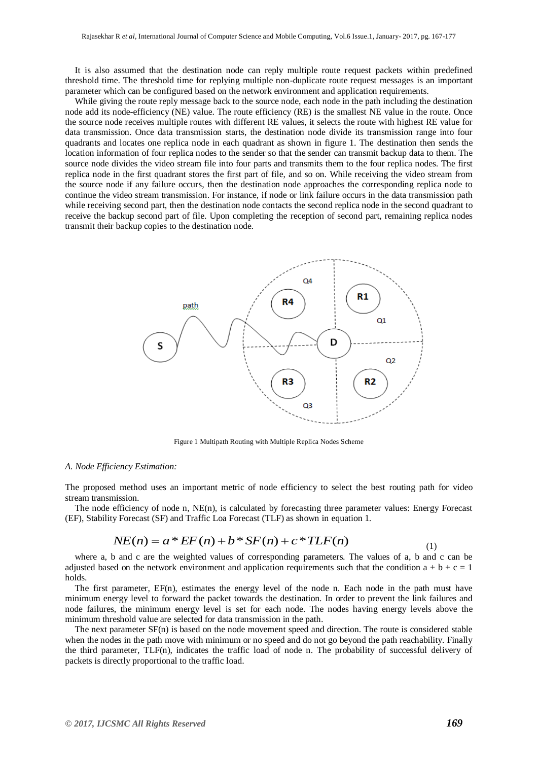It is also assumed that the destination node can reply multiple route request packets within predefined threshold time. The threshold time for replying multiple non-duplicate route request messages is an important parameter which can be configured based on the network environment and application requirements.

While giving the route reply message back to the source node, each node in the path including the destination node add its node-efficiency (NE) value. The route efficiency (RE) is the smallest NE value in the route. Once the source node receives multiple routes with different RE values, it selects the route with highest RE value for data transmission. Once data transmission starts, the destination node divide its transmission range into four quadrants and locates one replica node in each quadrant as shown in figure 1. The destination then sends the location information of four replica nodes to the sender so that the sender can transmit backup data to them. The source node divides the video stream file into four parts and transmits them to the four replica nodes. The first replica node in the first quadrant stores the first part of file, and so on. While receiving the video stream from the source node if any failure occurs, then the destination node approaches the corresponding replica node to continue the video stream transmission. For instance, if node or link failure occurs in the data transmission path while receiving second part, then the destination node contacts the second replica node in the second quadrant to receive the backup second part of file. Upon completing the reception of second part, remaining replica nodes transmit their backup copies to the destination node.

Figure 1 Multipath Routing with Multiple Replica Nodes Scheme

### *A. Node Efficiency Estimation:*

The proposed method uses an important metric of node efficiency to select the best routing path for video stream transmission.

The node efficiency of node n, NE(n), is calculated by forecasting three parameter values: Energy Forecast (EF), Stability Forecast (SF) and Traffic Loa Forecast (TLF) as shown in equation 1.

$$NE(n) = a * EF(n) + b * SF(n) + c * TLF(n) \tag{1}$$

where a, b and c are the weighted values of corresponding parameters. The values of a, b and c can be adjusted based on the network environment and application requirements such that the condition $a + b + c = 1$ holds.

The first parameter, EF(n), estimates the energy level of the node n. Each node in the path must have minimum energy level to forward the packet towards the destination. In order to prevent the link failures and node failures, the minimum energy level is set for each node. The nodes having energy levels above the minimum threshold value are selected for data transmission in the path.

The next parameter SF(n) is based on the node movement speed and direction. The route is considered stable when the nodes in the path move with minimum or no speed and do not go beyond the path reachability. Finally the third parameter, TLF(n), indicates the traffic load of node n. The probability of successful delivery of packets is directly proportional to the traffic load.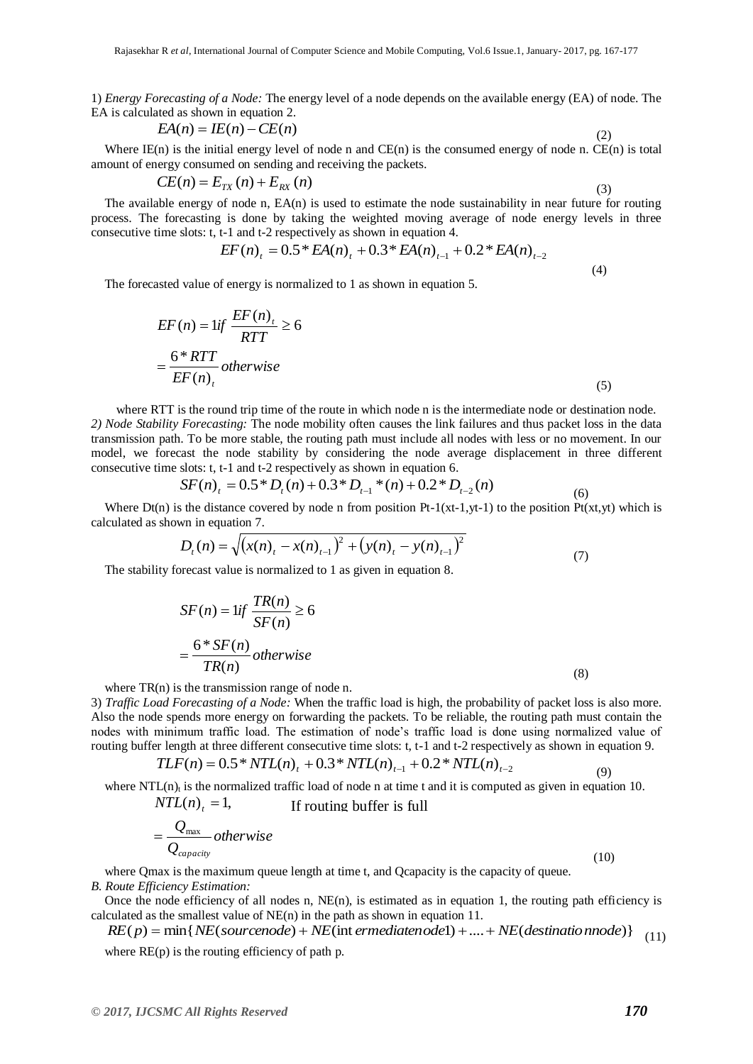1) *Energy Forecasting of a Node:* The energy level of a node depends on the available energy (EA) of node. The EA is calculated as shown in equation 2.

$$EA(n) = IE(n) - CE(n) \tag{2}$$

Where IE(n) is the initial energy level of node n and CE(n) is the consumed energy of node n. CE(n) is total amount of energy consumed on sending and receiving the packets.

$$CE(n) = E_{TX}(n) + E_{RX}(n) \tag{3}$$

The available energy of node n, EA(n) is used to estimate the node sustainability in near future for routing process. The forecasting is done by taking the weighted moving average of node energy levels in three consecutive time slots: t, t-1 and t-2 respectively as shown in equation 4.

$$EF(n)_t = 0.5 * EA(n)_t + 0.3 * EA(n)_{t-1} + 0.2 * EA(n)_{t-2} \tag{4}$$

The forecasted value of energy is normalized to 1 as shown in equation 5.

$$\begin{aligned} EF(n) &= 1 if \ \frac{EF(n)_t}{RTT} \geq 6 \\ &= \frac{6 * RTT}{EF(n)_t} otherwise \end{aligned} \tag{5}$$

where RTT is the round trip time of the route in which node n is the intermediate node or destination node.

*2) Node Stability Forecasting:* The node mobility often causes the link failures and thus packet loss in the data transmission path. To be more stable, the routing path must include all nodes with less or no movement. In our model, we forecast the node stability by considering the node average displacement in three different consecutive time slots: t, t-1 and t-2 respectively as shown in equation 6.

$$SF(n)_t = 0.5 * D_t(n) + 0.3 * D_{t-1} * (n) + 0.2 * D_{t-2}(n) \tag{6}$$

Where Dt(n) is the distance covered by node n from position Pt-1(xt-1,yt-1) to the position Pt(xt,yt) which is calculated as shown in equation 7.

$$D_t(n) = \sqrt{\left(x(n)_t - x(n)_{t-1}\right)^2 + \left(y(n)_t - y(n)_{t-1}\right)^2} \tag{7}$$

The stability forecast value is normalized to 1 as given in equation 8.

$$\begin{aligned} SF(n) &= 1 if \ \frac{TR(n)}{SF(n)} \geq 6 \\ &= \frac{6 * SF(n)}{TR(n)} otherwise \end{aligned} \tag{8}$$

where TR(n) is the transmission range of node n.

3) *Traffic Load Forecasting of a Node:* When the traffic load is high, the probability of packet loss is also more. Also the node spends more energy on forwarding the packets. To be reliable, the routing path must contain the nodes with minimum traffic load. The estimation of node's traffic load is done using normalized value of routing buffer length at three different consecutive time slots: t, t-1 and t-2 respectively as shown in equation 9.

$$TLF(n) = 0.5 * NTL(n)_t + 0.3 * NTL(n)_{t-1} + 0.2 * NTL(n)_{t-2} \tag{9}$$

where $NTL(n)_t$ is the normalized traffic load of node n at time t and it is computed as given in equation 10.

$$\begin{aligned} NTL(n)_t &= 1, \quad \text{If routing buffer is full} \\ &= \frac{Q_{\max}}{Q_{capacity}} otherwise \end{aligned} \tag{10}$$

where Qmax is the maximum queue length at time t, and Qcapacity is the capacity of queue.

*B. Route Efficiency Estimation:*

Once the node efficiency of all nodes n, NE(n), is estimated as in equation 1, the routing path efficiency is calculated as the smallest value of NE(n) in the path as shown in equation 11.

$$RE(p) = \min\{NE(sourcenode) + NE(\text{int}\,ermediatenode1) + .... + NE(destinatio\,nnode)\} \tag{11}$$

where RE(p) is the routing efficiency of path p.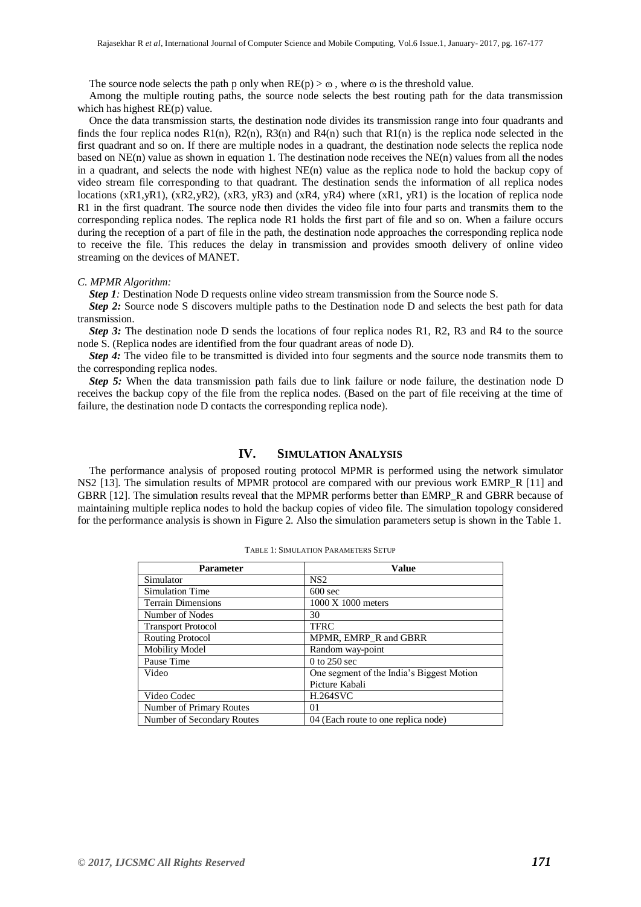The source node selects the path p only when $RE(p) > \omega$ , where $\omega$ is the threshold value.

Among the multiple routing paths, the source node selects the best routing path for the data transmission which has highest RE(p) value.

Once the data transmission starts, the destination node divides its transmission range into four quadrants and finds the four replica nodes R1(n), R2(n), R3(n) and R4(n) such that R1(n) is the replica node selected in the first quadrant and so on. If there are multiple nodes in a quadrant, the destination node selects the replica node based on NE(n) value as shown in equation 1. The destination node receives the NE(n) values from all the nodes in a quadrant, and selects the node with highest NE(n) value as the replica node to hold the backup copy of video stream file corresponding to that quadrant. The destination sends the information of all replica nodes locations (xR1,yR1), (xR2,yR2), (xR3, yR3) and (xR4, yR4) where (xR1, yR1) is the location of replica node R1 in the first quadrant. The source node then divides the video file into four parts and transmits them to the corresponding replica nodes. The replica node R1 holds the first part of file and so on. When a failure occurs during the reception of a part of file in the path, the destination node approaches the corresponding replica node to receive the file. This reduces the delay in transmission and provides smooth delivery of online video streaming on the devices of MANET.

*C. MPMR Algorithm:*

***Step 1**:* Destination Node D requests online video stream transmission from the Source node S.

***Step 2:*** Source node S discovers multiple paths to the Destination node D and selects the best path for data transmission.

***Step 3:*** The destination node D sends the locations of four replica nodes R1, R2, R3 and R4 to the source node S. (Replica nodes are identified from the four quadrant areas of node D).

***Step 4:*** The video file to be transmitted is divided into four segments and the source node transmits them to the corresponding replica nodes.

***Step 5:*** When the data transmission path fails due to link failure or node failure, the destination node D receives the backup copy of the file from the replica nodes. (Based on the part of file receiving at the time of failure, the destination node D contacts the corresponding replica node).

## IV. SIMULATION ANALYSIS

The performance analysis of proposed routing protocol MPMR is performed using the network simulator NS2 [13]. The simulation results of MPMR protocol are compared with our previous work EMRP_R [11] and GBRR [12]. The simulation results reveal that the MPMR performs better than EMRP_R and GBRR because of maintaining multiple replica nodes to hold the backup copies of video file. The simulation topology considered for the performance analysis is shown in Figure 2. Also the simulation parameters setup is shown in the Table 1.

TABLE 1: SIMULATION PARAMETERS SETUP

| Parameter | Value |
|---|---|
| Simulator | NS2 |
| Simulation Time | 600 sec |
| Terrain Dimensions | 1000 X 1000 meters |
| Number of Nodes | 30 |
| Transport Protocol | TFRC |
| Routing Protocol | MPMR, EMRP_R and GBRR |
| Mobility Model | Random way-point |
| Pause Time | 0 to 250 sec |
| Video | One segment of the India's Biggest Motion Picture Kabali |
| Video Codec | H.264SVC |
| Number of Primary Routes | 01 |
| Number of Secondary Routes | 04 (Each route to one replica node) |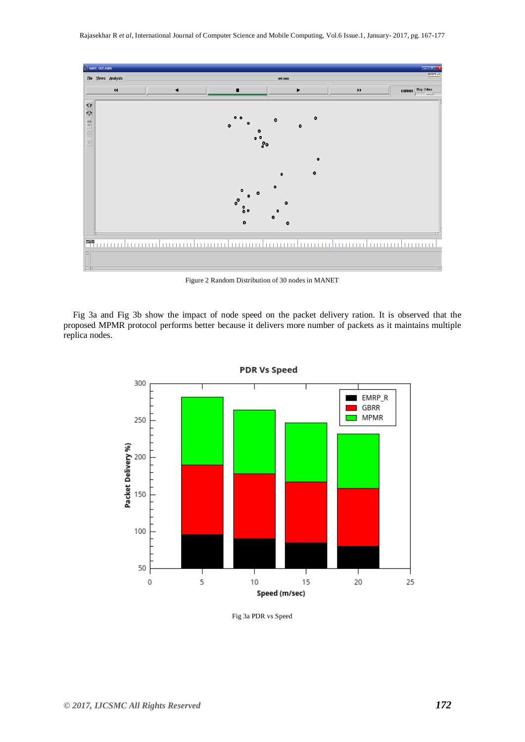Figure 2 Random Distribution of 30 nodes in MANET

Fig 3a and Fig 3b show the impact of node speed on the packet delivery ration. It is observed that the proposed MPMR protocol performs better because it delivers more number of packets as it maintains multiple replica nodes.

Fig 3a PDR vs Speed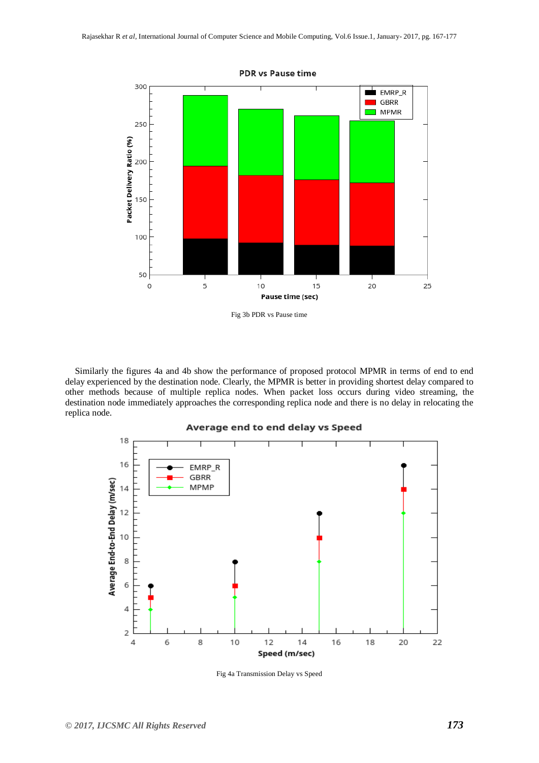Fig 3b PDR vs Pause time

Similarly the figures 4a and 4b show the performance of proposed protocol MPMR in terms of end to end delay experienced by the destination node. Clearly, the MPMR is better in providing shortest delay compared to other methods because of multiple replica nodes. When packet loss occurs during video streaming, the destination node immediately approaches the corresponding replica node and there is no delay in relocating the replica node.

Fig 4a Transmission Delay vs Speed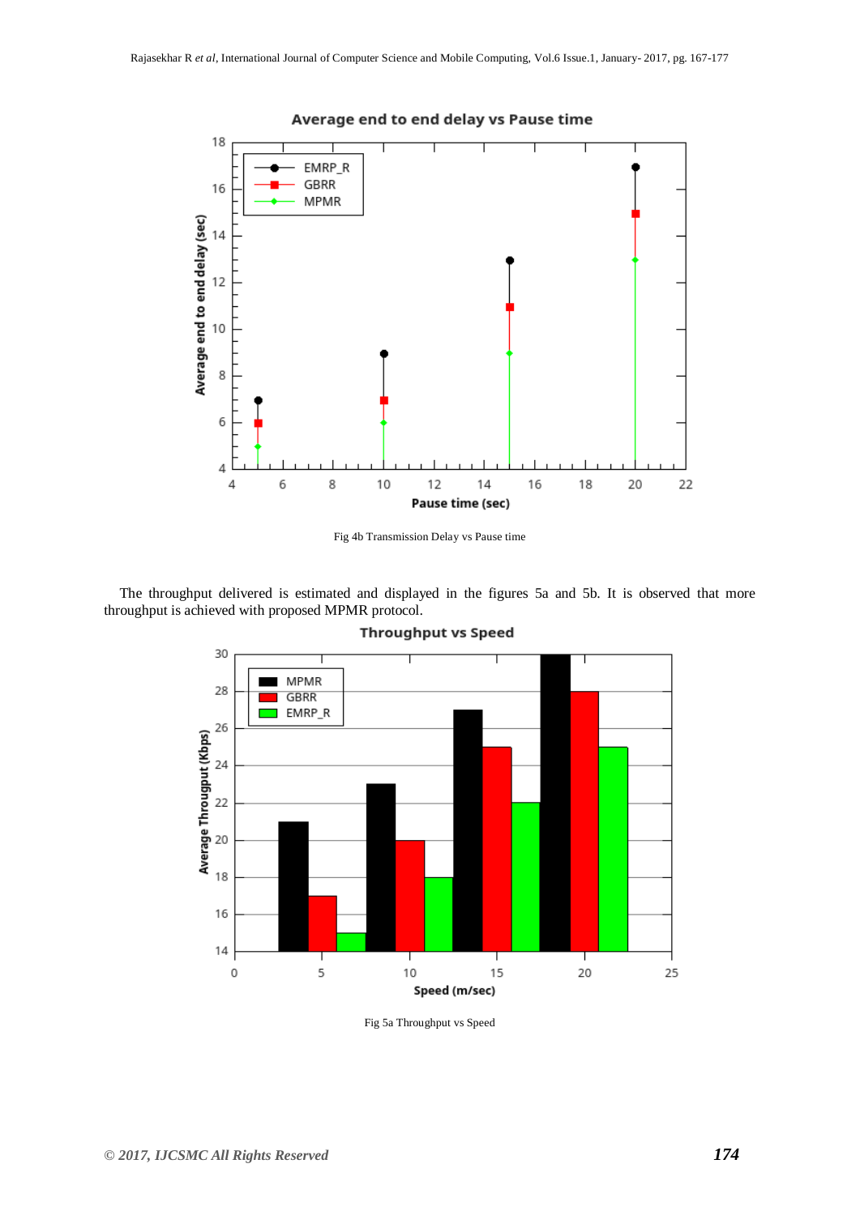Fig 4b Transmission Delay vs Pause time

The throughput delivered is estimated and displayed in the figures 5a and 5b. It is observed that more throughput is achieved with proposed MPMR protocol.

Fig 5a Throughput vs Speed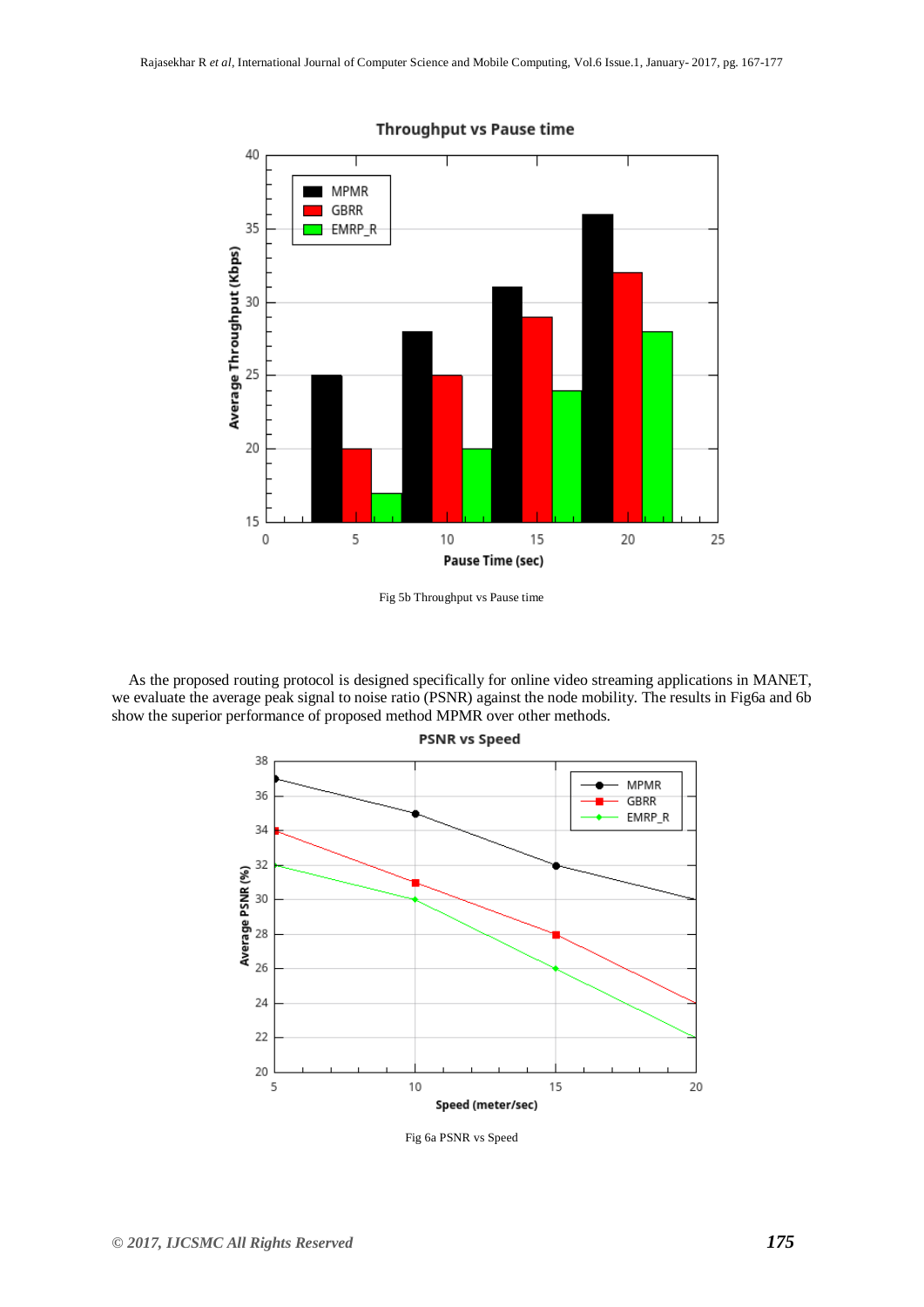Fig 5b Throughput vs Pause time

As the proposed routing protocol is designed specifically for online video streaming applications in MANET, we evaluate the average peak signal to noise ratio (PSNR) against the node mobility. The results in Fig6a and 6b show the superior performance of proposed method MPMR over other methods.

Fig 6a PSNR vs Speed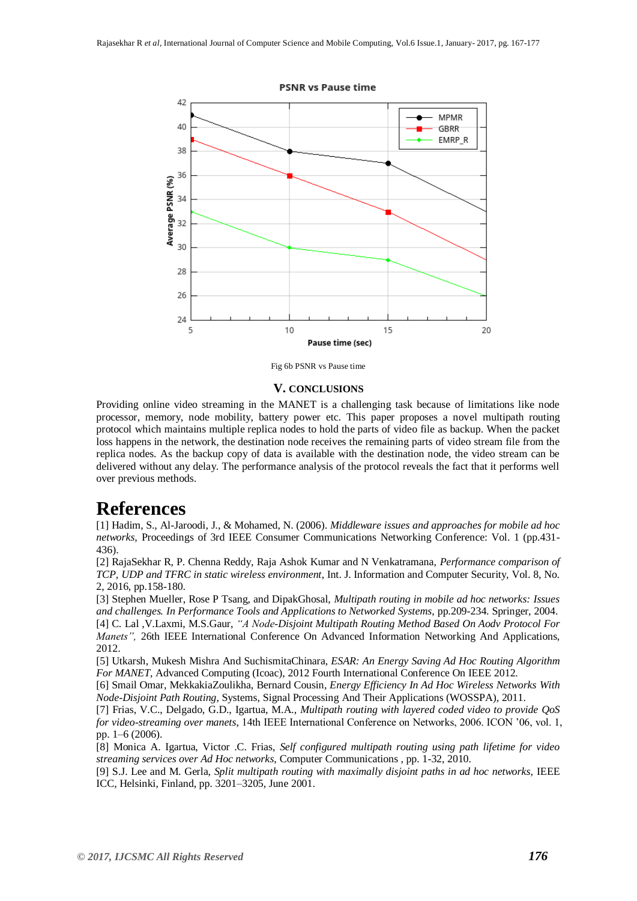Fig 6b PSNR vs Pause time

## V. CONCLUSIONS

Providing online video streaming in the MANET is a challenging task because of limitations like node processor, memory, node mobility, battery power etc. This paper proposes a novel multipath routing protocol which maintains multiple replica nodes to hold the parts of video file as backup. When the packet loss happens in the network, the destination node receives the remaining parts of video stream file from the replica nodes. As the backup copy of data is available with the destination node, the video stream can be delivered without any delay. The performance analysis of the protocol reveals the fact that it performs well over previous methods.

# References

[1] Hadim, S., Al-Jaroodi, J., & Mohamed, N. (2006). *Middleware issues and approaches for mobile ad hoc networks*, Proceedings of 3rd IEEE Consumer Communications Networking Conference: Vol. 1 (pp.431-436).

[2] RajaSekhar R, P. Chenna Reddy, Raja Ashok Kumar and N Venkatramana, *Performance comparison of TCP, UDP and TFRC in static wireless environment*, Int. J. Information and Computer Security, Vol. 8, No. 2, 2016, pp.158-180.

[3] Stephen Mueller, Rose P Tsang, and DipakGhosal, *Multipath routing in mobile ad hoc networks: Issues and challenges. In Performance Tools and Applications to Networked Systems*, pp.209-234. Springer, 2004.

[4] C. Lal ,V.Laxmi, M.S.Gaur, *"A Node-Disjoint Multipath Routing Method Based On Aodv Protocol For Manets",* 26th IEEE International Conference On Advanced Information Networking And Applications, 2012.

[5] Utkarsh, Mukesh Mishra And SuchismitaChinara, *ESAR: An Energy Saving Ad Hoc Routing Algorithm For MANET*, Advanced Computing (Icoac), 2012 Fourth International Conference On IEEE 2012.

[6] Smail Omar, MekkakiaZoulikha, Bernard Cousin, *Energy Efficiency In Ad Hoc Wireless Networks With Node-Disjoint Path Routing*, Systems, Signal Processing And Their Applications (WOSSPA), 2011.

[7] Frias, V.C., Delgado, G.D., Igartua, M.A., *Multipath routing with layered coded video to provide QoS for video-streaming over manets*, 14th IEEE International Conference on Networks, 2006. ICON '06, vol. 1, pp. 1–6 (2006).

[8] Monica A. Igartua, Victor .C. Frias, *Self configured multipath routing using path lifetime for video streaming services over Ad Hoc networks*, Computer Communications , pp. 1-32, 2010.

[9] S.J. Lee and M. Gerla, *Split multipath routing with maximally disjoint paths in ad hoc networks*, IEEE ICC, Helsinki, Finland, pp. 3201–3205, June 2001.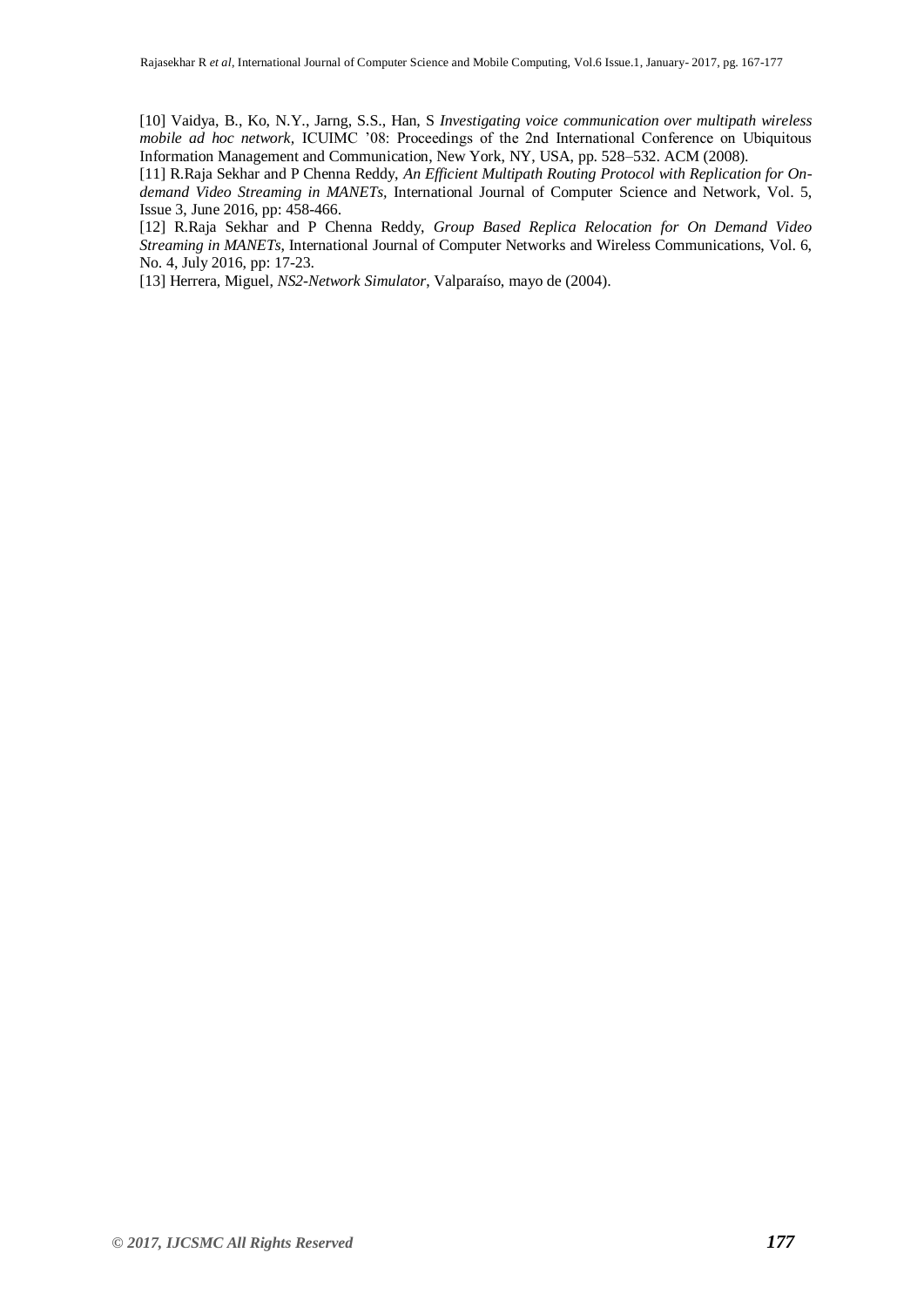[10] Vaidya, B., Ko, N.Y., Jarng, S.S., Han, S *Investigating voice communication over multipath wireless mobile ad hoc network*, ICUIMC '08: Proceedings of the 2nd International Conference on Ubiquitous Information Management and Communication, New York, NY, USA, pp. 528–532. ACM (2008).

[11] R.Raja Sekhar and P Chenna Reddy, *An Efficient Multipath Routing Protocol with Replication for On-demand Video Streaming in MANETs*, International Journal of Computer Science and Network, Vol. 5, Issue 3, June 2016, pp: 458-466.

[12] R.Raja Sekhar and P Chenna Reddy, *Group Based Replica Relocation for On Demand Video Streaming in MANETs*, International Journal of Computer Networks and Wireless Communications, Vol. 6, No. 4, July 2016, pp: 17-23.

[13] Herrera, Miguel, *NS2-Network Simulator*, Valparaíso, mayo de (2004).